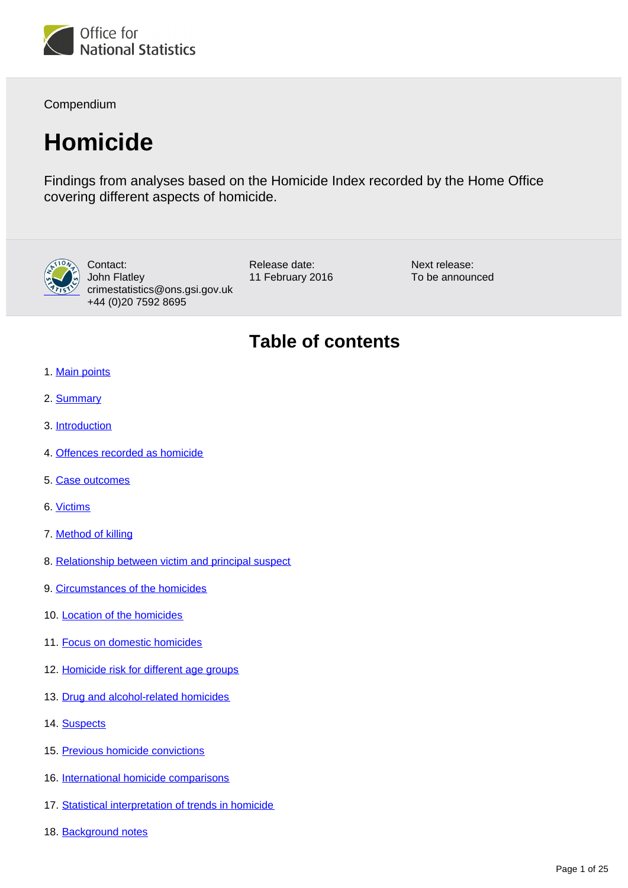Office for National Statistics

Compendium

# Homicide

Findings from analyses based on the Homicide Index recorded by the Home Office covering different aspects of homicide.

Contact:
John Flatley
crimestatistics@ons.gsi.gov.uk
+44 (0)20 7592 8695

Release date:
11 February 2016

Next release:
To be announced

## Table of contents

1. Main points
2. Summary
3. Introduction
4. Offences recorded as homicide
5. Case outcomes
6. Victims
7. Method of killing
8. Relationship between victim and principal suspect
9. Circumstances of the homicides
10. Location of the homicides
11. Focus on domestic homicides
12. Homicide risk for different age groups
13. Drug and alcohol-related homicides
14. Suspects
15. Previous homicide convictions
16. International homicide comparisons
17. Statistical interpretation of trends in homicide
18. Background notes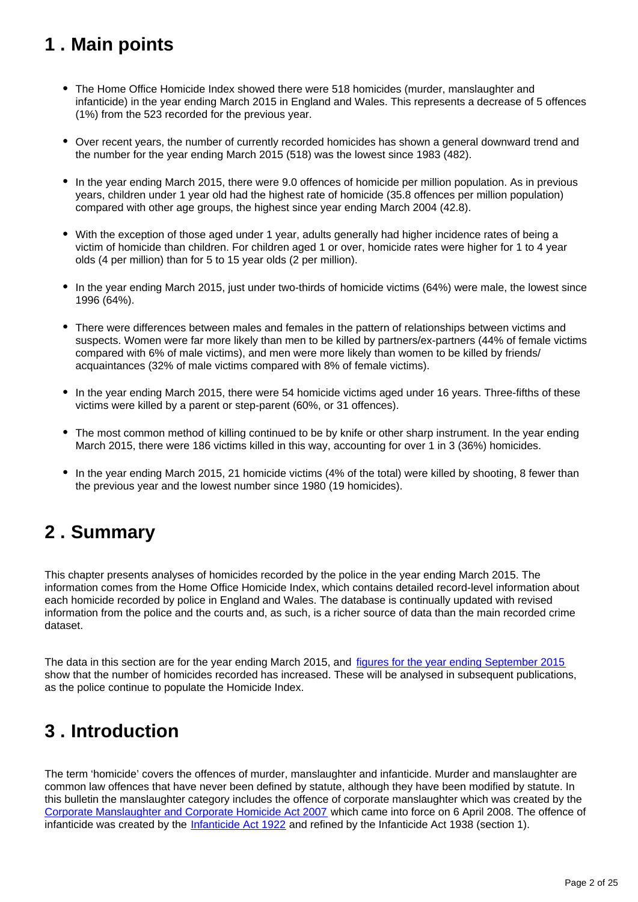## 1 . Main points

- The Home Office Homicide Index showed there were 518 homicides (murder, manslaughter and infanticide) in the year ending March 2015 in England and Wales. This represents a decrease of 5 offences (1%) from the 523 recorded for the previous year.
- Over recent years, the number of currently recorded homicides has shown a general downward trend and the number for the year ending March 2015 (518) was the lowest since 1983 (482).
- In the year ending March 2015, there were 9.0 offences of homicide per million population. As in previous years, children under 1 year old had the highest rate of homicide (35.8 offences per million population) compared with other age groups, the highest since year ending March 2004 (42.8).
- With the exception of those aged under 1 year, adults generally had higher incidence rates of being a victim of homicide than children. For children aged 1 or over, homicide rates were higher for 1 to 4 year olds (4 per million) than for 5 to 15 year olds (2 per million).
- In the year ending March 2015, just under two-thirds of homicide victims (64%) were male, the lowest since 1996 (64%).
- There were differences between males and females in the pattern of relationships between victims and suspects. Women were far more likely than men to be killed by partners/ex-partners (44% of female victims compared with 6% of male victims), and men were more likely than women to be killed by friends/ acquaintances (32% of male victims compared with 8% of female victims).
- In the year ending March 2015, there were 54 homicide victims aged under 16 years. Three-fifths of these victims were killed by a parent or step-parent (60%, or 31 offences).
- The most common method of killing continued to be by knife or other sharp instrument. In the year ending March 2015, there were 186 victims killed in this way, accounting for over 1 in 3 (36%) homicides.
- In the year ending March 2015, 21 homicide victims (4% of the total) were killed by shooting, 8 fewer than the previous year and the lowest number since 1980 (19 homicides).

## 2 . Summary

This chapter presents analyses of homicides recorded by the police in the year ending March 2015. The information comes from the Home Office Homicide Index, which contains detailed record-level information about each homicide recorded by police in England and Wales. The database is continually updated with revised information from the police and the courts and, as such, is a richer source of data than the main recorded crime dataset.

The data in this section are for the year ending March 2015, and figures for the year ending September 2015 show that the number of homicides recorded has increased. These will be analysed in subsequent publications, as the police continue to populate the Homicide Index.

## 3 . Introduction

The term 'homicide' covers the offences of murder, manslaughter and infanticide. Murder and manslaughter are common law offences that have never been defined by statute, although they have been modified by statute. In this bulletin the manslaughter category includes the offence of corporate manslaughter which was created by the Corporate Manslaughter and Corporate Homicide Act 2007 which came into force on 6 April 2008. The offence of infanticide was created by the Infanticide Act 1922 and refined by the Infanticide Act 1938 (section 1).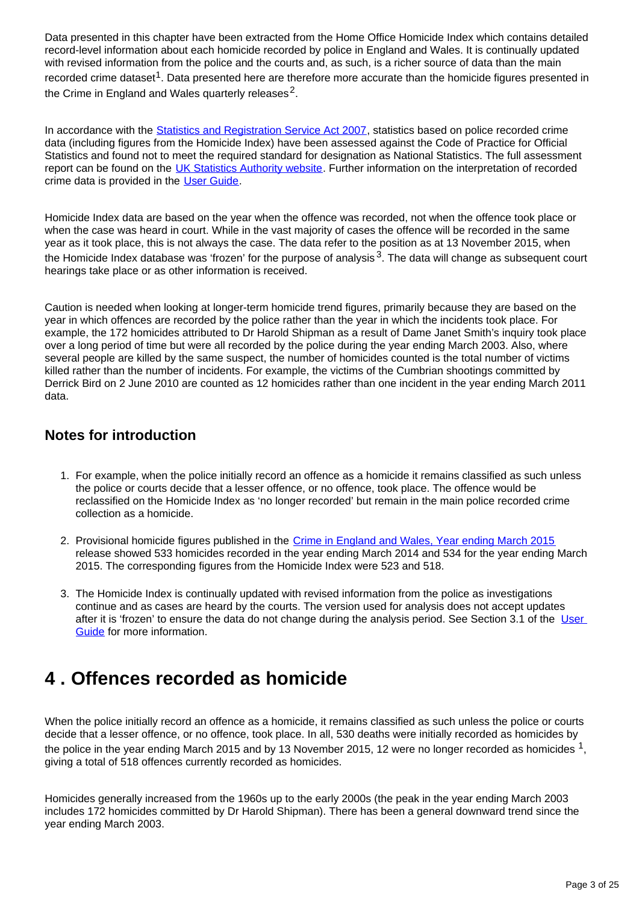Data presented in this chapter have been extracted from the Home Office Homicide Index which contains detailed record-level information about each homicide recorded by police in England and Wales. It is continually updated with revised information from the police and the courts and, as such, is a richer source of data than the main recorded crime dataset[1]. Data presented here are therefore more accurate than the homicide figures presented in the Crime in England and Wales quarterly releases[2].

In accordance with the [Statistics and Registration Service Act 2007](), statistics based on police recorded crime data (including figures from the Homicide Index) have been assessed against the Code of Practice for Official Statistics and found not to meet the required standard for designation as National Statistics. The full assessment report can be found on the [UK Statistics Authority website](). Further information on the interpretation of recorded crime data is provided in the [User Guide]().

Homicide Index data are based on the year when the offence was recorded, not when the offence took place or when the case was heard in court. While in the vast majority of cases the offence will be recorded in the same year as it took place, this is not always the case. The data refer to the position as at 13 November 2015, when the Homicide Index database was 'frozen' for the purpose of analysis[3]. The data will change as subsequent court hearings take place or as other information is received.

Caution is needed when looking at longer-term homicide trend figures, primarily because they are based on the year in which offences are recorded by the police rather than the year in which the incidents took place. For example, the 172 homicides attributed to Dr Harold Shipman as a result of Dame Janet Smith's inquiry took place over a long period of time but were all recorded by the police during the year ending March 2003. Also, where several people are killed by the same suspect, the number of homicides counted is the total number of victims killed rather than the number of incidents. For example, the victims of the Cumbrian shootings committed by Derrick Bird on 2 June 2010 are counted as 12 homicides rather than one incident in the year ending March 2011 data.

### Notes for introduction

1. For example, when the police initially record an offence as a homicide it remains classified as such unless the police or courts decide that a lesser offence, or no offence, took place. The offence would be reclassified on the Homicide Index as 'no longer recorded' but remain in the main police recorded crime collection as a homicide.

2. Provisional homicide figures published in the [Crime in England and Wales, Year ending March 2015]() release showed 533 homicides recorded in the year ending March 2014 and 534 for the year ending March 2015. The corresponding figures from the Homicide Index were 523 and 518.

3. The Homicide Index is continually updated with revised information from the police as investigations continue and as cases are heard by the courts. The version used for analysis does not accept updates after it is 'frozen' to ensure the data do not change during the analysis period. See Section 3.1 of the [User Guide]() for more information.

# 4 . Offences recorded as homicide

When the police initially record an offence as a homicide, it remains classified as such unless the police or courts decide that a lesser offence, or no offence, took place. In all, 530 deaths were initially recorded as homicides by the police in the year ending March 2015 and by 13 November 2015, 12 were no longer recorded as homicides [1], giving a total of 518 offences currently recorded as homicides.

Homicides generally increased from the 1960s up to the early 2000s (the peak in the year ending March 2003 includes 172 homicides committed by Dr Harold Shipman). There has been a general downward trend since the year ending March 2003.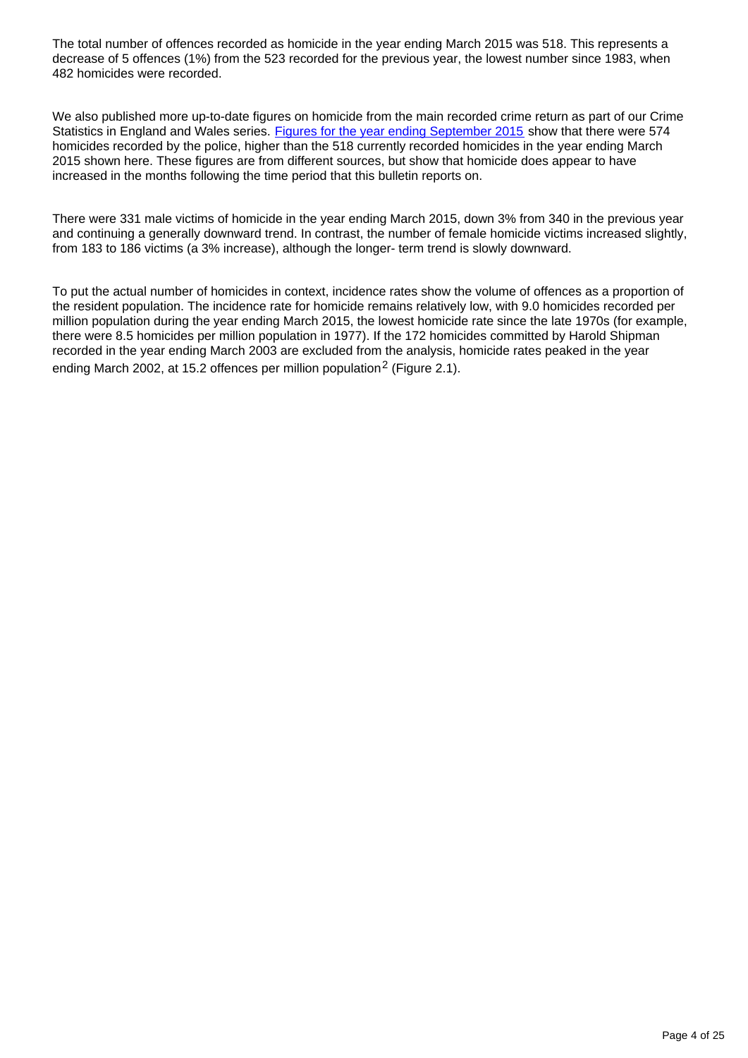The total number of offences recorded as homicide in the year ending March 2015 was 518. This represents a decrease of 5 offences (1%) from the 523 recorded for the previous year, the lowest number since 1983, when 482 homicides were recorded.

We also published more up-to-date figures on homicide from the main recorded crime return as part of our Crime Statistics in England and Wales series. [Figures for the year ending September 2015](#) show that there were 574 homicides recorded by the police, higher than the 518 currently recorded homicides in the year ending March 2015 shown here. These figures are from different sources, but show that homicide does appear to have increased in the months following the time period that this bulletin reports on.

There were 331 male victims of homicide in the year ending March 2015, down 3% from 340 in the previous year and continuing a generally downward trend. In contrast, the number of female homicide victims increased slightly, from 183 to 186 victims (a 3% increase), although the longer- term trend is slowly downward.

To put the actual number of homicides in context, incidence rates show the volume of offences as a proportion of the resident population. The incidence rate for homicide remains relatively low, with 9.0 homicides recorded per million population during the year ending March 2015, the lowest homicide rate since the late 1970s (for example, there were 8.5 homicides per million population in 1977). If the 172 homicides committed by Harold Shipman recorded in the year ending March 2003 are excluded from the analysis, homicide rates peaked in the year ending March 2002, at 15.2 offences per million population[2] (Figure 2.1).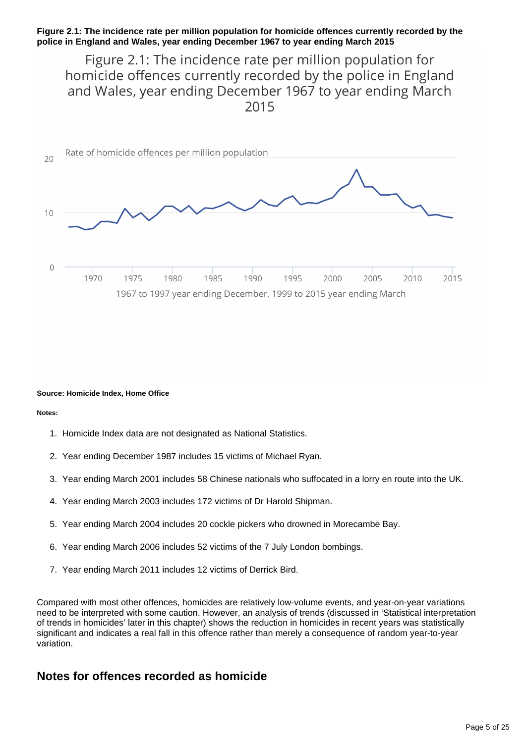**Figure 2.1: The incidence rate per million population for homicide offences currently recorded by the police in England and Wales, year ending December 1967 to year ending March 2015**

**Source: Homicide Index, Home Office**

**Notes:**

1. Homicide Index data are not designated as National Statistics.
2. Year ending December 1987 includes 15 victims of Michael Ryan.
3. Year ending March 2001 includes 58 Chinese nationals who suffocated in a lorry en route into the UK.
4. Year ending March 2003 includes 172 victims of Dr Harold Shipman.
5. Year ending March 2004 includes 20 cockle pickers who drowned in Morecambe Bay.
6. Year ending March 2006 includes 52 victims of the 7 July London bombings.
7. Year ending March 2011 includes 12 victims of Derrick Bird.

Compared with most other offences, homicides are relatively low-volume events, and year-on-year variations need to be interpreted with some caution. However, an analysis of trends (discussed in 'Statistical interpretation of trends in homicides' later in this chapter) shows the reduction in homicides in recent years was statistically significant and indicates a real fall in this offence rather than merely a consequence of random year-to-year variation.

## Notes for offences recorded as homicide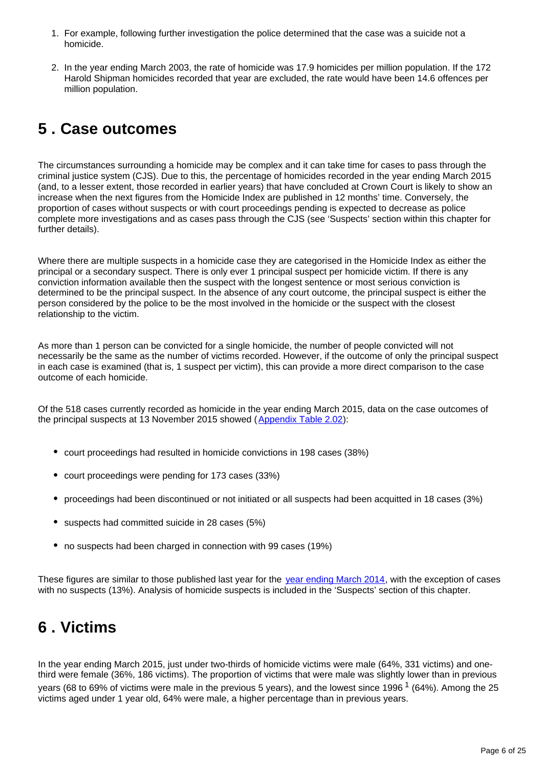1. For example, following further investigation the police determined that the case was a suicide not a homicide.

2. In the year ending March 2003, the rate of homicide was 17.9 homicides per million population. If the 172 Harold Shipman homicides recorded that year are excluded, the rate would have been 14.6 offences per million population.

## 5 . Case outcomes

The circumstances surrounding a homicide may be complex and it can take time for cases to pass through the criminal justice system (CJS). Due to this, the percentage of homicides recorded in the year ending March 2015 (and, to a lesser extent, those recorded in earlier years) that have concluded at Crown Court is likely to show an increase when the next figures from the Homicide Index are published in 12 months' time. Conversely, the proportion of cases without suspects or with court proceedings pending is expected to decrease as police complete more investigations and as cases pass through the CJS (see 'Suspects' section within this chapter for further details).

Where there are multiple suspects in a homicide case they are categorised in the Homicide Index as either the principal or a secondary suspect. There is only ever 1 principal suspect per homicide victim. If there is any conviction information available then the suspect with the longest sentence or most serious conviction is determined to be the principal suspect. In the absence of any court outcome, the principal suspect is either the person considered by the police to be the most involved in the homicide or the suspect with the closest relationship to the victim.

As more than 1 person can be convicted for a single homicide, the number of people convicted will not necessarily be the same as the number of victims recorded. However, if the outcome of only the principal suspect in each case is examined (that is, 1 suspect per victim), this can provide a more direct comparison to the case outcome of each homicide.

Of the 518 cases currently recorded as homicide in the year ending March 2015, data on the case outcomes of the principal suspects at 13 November 2015 showed (Appendix Table 2.02):

- court proceedings had resulted in homicide convictions in 198 cases (38%)
- court proceedings were pending for 173 cases (33%)
- proceedings had been discontinued or not initiated or all suspects had been acquitted in 18 cases (3%)
- suspects had committed suicide in 28 cases (5%)
- no suspects had been charged in connection with 99 cases (19%)

These figures are similar to those published last year for the year ending March 2014, with the exception of cases with no suspects (13%). Analysis of homicide suspects is included in the 'Suspects' section of this chapter.

## 6 . Victims

In the year ending March 2015, just under two-thirds of homicide victims were male (64%, 331 victims) and one-third were female (36%, 186 victims). The proportion of victims that were male was slightly lower than in previous years (68 to 69% of victims were male in the previous 5 years), and the lowest since 1996 [1] (64%). Among the 25 victims aged under 1 year old, 64% were male, a higher percentage than in previous years.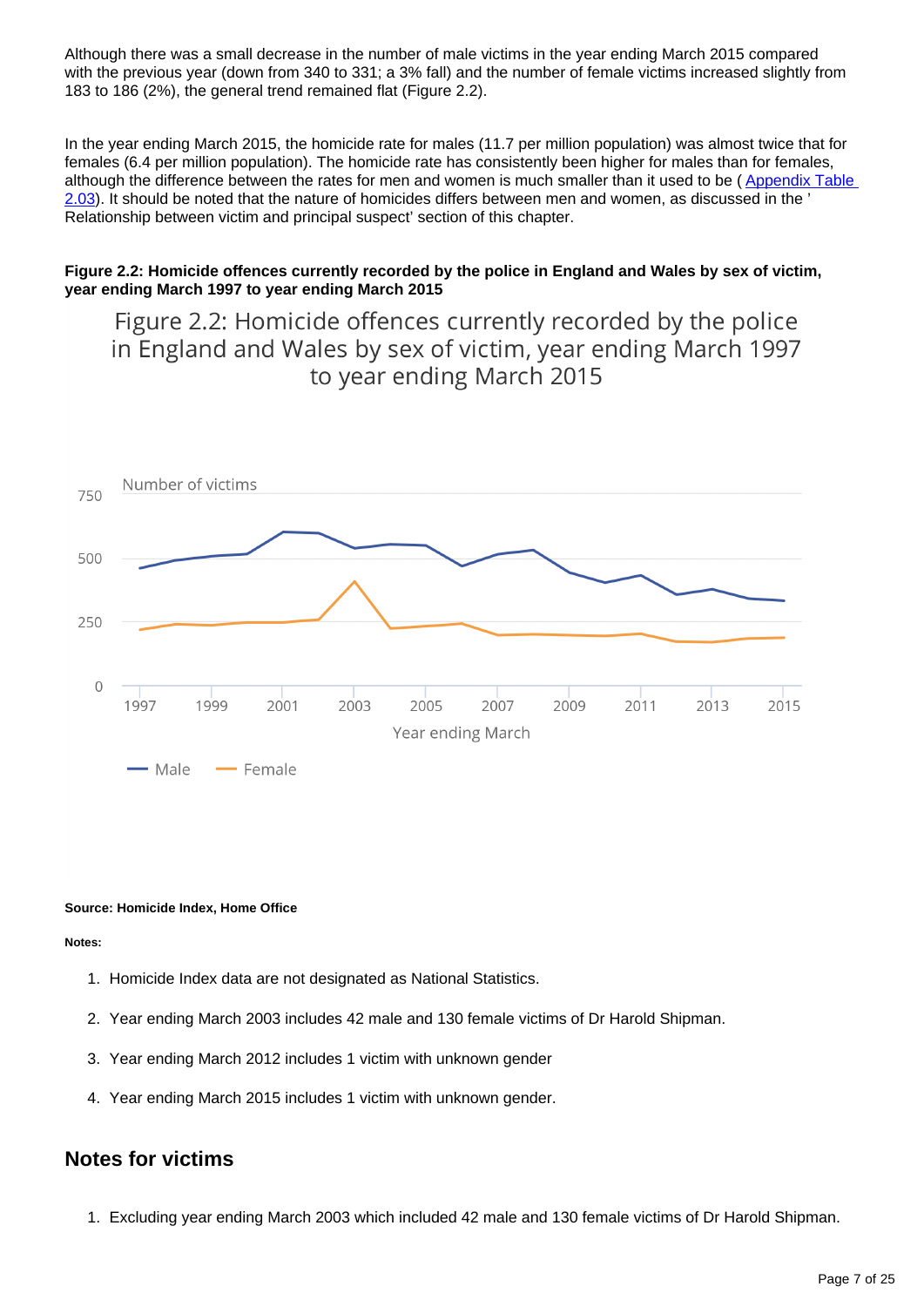Although there was a small decrease in the number of male victims in the year ending March 2015 compared with the previous year (down from 340 to 331; a 3% fall) and the number of female victims increased slightly from 183 to 186 (2%), the general trend remained flat (Figure 2.2).

In the year ending March 2015, the homicide rate for males (11.7 per million population) was almost twice that for females (6.4 per million population). The homicide rate has consistently been higher for males than for females, although the difference between the rates for men and women is much smaller than it used to be ( Appendix Table 2.03). It should be noted that the nature of homicides differs between men and women, as discussed in the ' Relationship between victim and principal suspect' section of this chapter.

**Figure 2.2: Homicide offences currently recorded by the police in England and Wales by sex of victim, year ending March 1997 to year ending March 2015**

Figure 2.2: Homicide offences currently recorded by the police in England and Wales by sex of victim, year ending March 1997 to year ending March 2015

Number of victims

750

500

250

0

1997 1999 2001 2003 2005 2007 2009 2011 2013 2015

Year ending March

Male Female

**Source: Homicide Index, Home Office**

**Notes:**

1. Homicide Index data are not designated as National Statistics.
2. Year ending March 2003 includes 42 male and 130 female victims of Dr Harold Shipman.
3. Year ending March 2012 includes 1 victim with unknown gender
4. Year ending March 2015 includes 1 victim with unknown gender.

## Notes for victims

1. Excluding year ending March 2003 which included 42 male and 130 female victims of Dr Harold Shipman.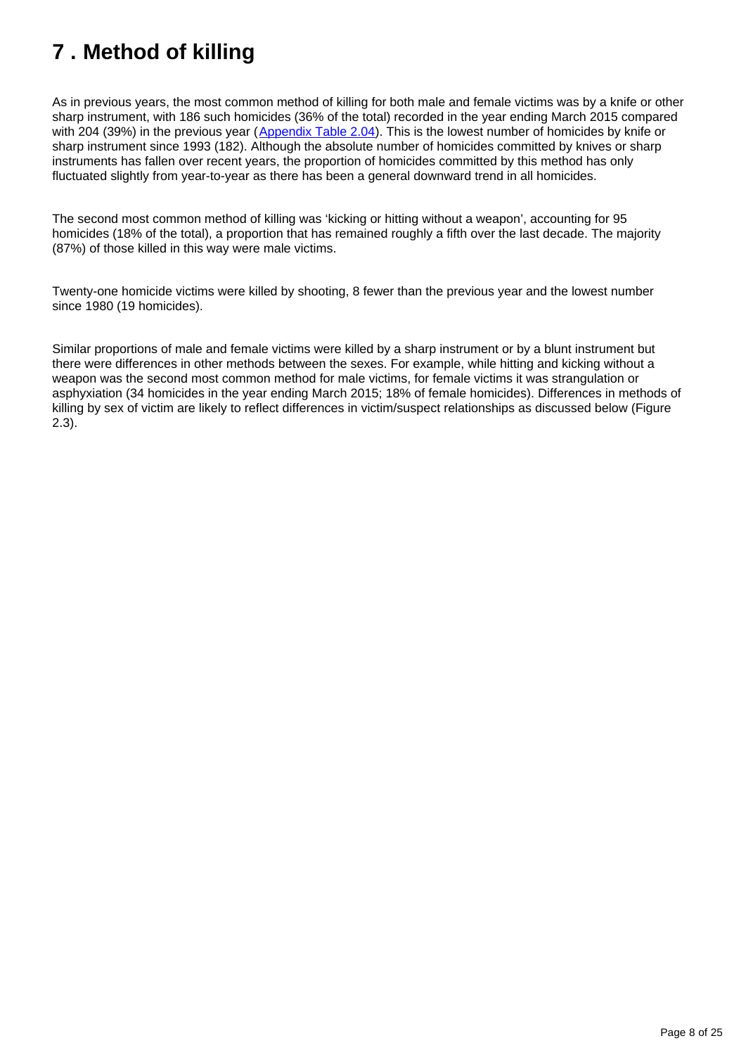# 7 . Method of killing

As in previous years, the most common method of killing for both male and female victims was by a knife or other sharp instrument, with 186 such homicides (36% of the total) recorded in the year ending March 2015 compared with 204 (39%) in the previous year (Appendix Table 2.04). This is the lowest number of homicides by knife or sharp instrument since 1993 (182). Although the absolute number of homicides committed by knives or sharp instruments has fallen over recent years, the proportion of homicides committed by this method has only fluctuated slightly from year-to-year as there has been a general downward trend in all homicides.

The second most common method of killing was 'kicking or hitting without a weapon', accounting for 95 homicides (18% of the total), a proportion that has remained roughly a fifth over the last decade. The majority (87%) of those killed in this way were male victims.

Twenty-one homicide victims were killed by shooting, 8 fewer than the previous year and the lowest number since 1980 (19 homicides).

Similar proportions of male and female victims were killed by a sharp instrument or by a blunt instrument but there were differences in other methods between the sexes. For example, while hitting and kicking without a weapon was the second most common method for male victims, for female victims it was strangulation or asphyxiation (34 homicides in the year ending March 2015; 18% of female homicides). Differences in methods of killing by sex of victim are likely to reflect differences in victim/suspect relationships as discussed below (Figure 2.3).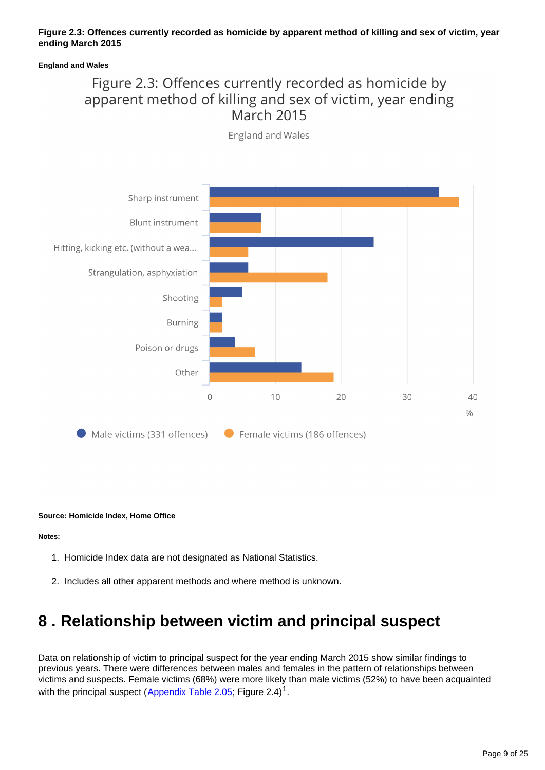**Figure 2.3: Offences currently recorded as homicide by apparent method of killing and sex of victim, year ending March 2015**

**England and Wales**

Figure 2.3: Offences currently recorded as homicide by apparent method of killing and sex of victim, year ending March 2015

England and Wales

Sharp instrument

Blunt instrument

Hitting, kicking etc. (without a wea...

Strangulation, asphyxiation

Shooting

Burning

Poison or drugs

Other

0 10 20 30 40

%

Male victims (331 offences) Female victims (186 offences)

**Source: Homicide Index, Home Office**

**Notes:**

1. Homicide Index data are not designated as National Statistics.
2. Includes all other apparent methods and where method is unknown.

# 8 . Relationship between victim and principal suspect

Data on relationship of victim to principal suspect for the year ending March 2015 show similar findings to previous years. There were differences between males and females in the pattern of relationships between victims and suspects. Female victims (68%) were more likely than male victims (52%) to have been acquainted with the principal suspect (Appendix Table 2.05; Figure 2.4)[1].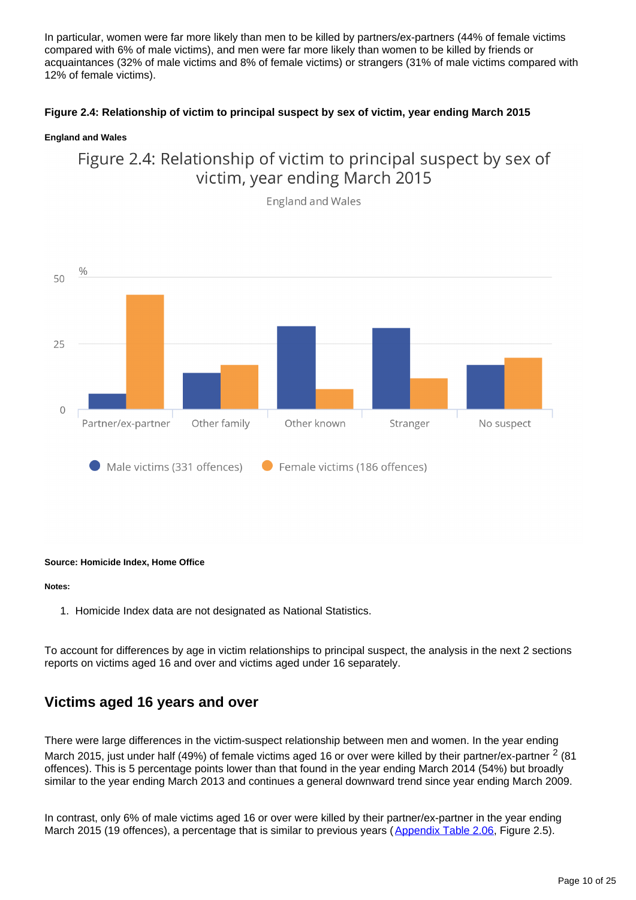In particular, women were far more likely than men to be killed by partners/ex-partners (44% of female victims compared with 6% of male victims), and men were far more likely than women to be killed by friends or acquaintances (32% of male victims and 8% of female victims) or strangers (31% of male victims compared with 12% of female victims).

**Figure 2.4: Relationship of victim to principal suspect by sex of victim, year ending March 2015**

**England and Wales**

**Source: Homicide Index, Home Office**

**Notes:**

1. Homicide Index data are not designated as National Statistics.

To account for differences by age in victim relationships to principal suspect, the analysis in the next 2 sections reports on victims aged 16 and over and victims aged under 16 separately.

## Victims aged 16 years and over

There were large differences in the victim-suspect relationship between men and women. In the year ending March 2015, just under half (49%) of female victims aged 16 or over were killed by their partner/ex-partner [2] (81 offences). This is 5 percentage points lower than that found in the year ending March 2014 (54%) but broadly similar to the year ending March 2013 and continues a general downward trend since year ending March 2009.

In contrast, only 6% of male victims aged 16 or over were killed by their partner/ex-partner in the year ending March 2015 (19 offences), a percentage that is similar to previous years (Appendix Table 2.06, Figure 2.5).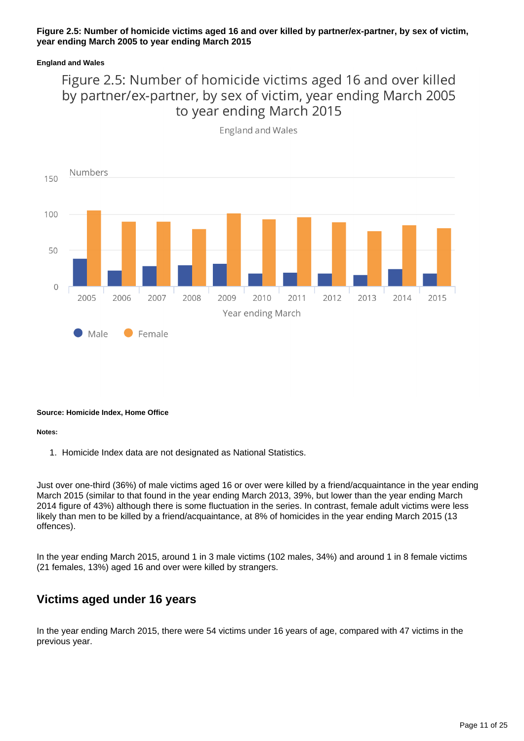**Figure 2.5: Number of homicide victims aged 16 and over killed by partner/ex-partner, by sex of victim, year ending March 2005 to year ending March 2015**

**England and Wales**

**Source: Homicide Index, Home Office**

**Notes:**

1. Homicide Index data are not designated as National Statistics.

Just over one-third (36%) of male victims aged 16 or over were killed by a friend/acquaintance in the year ending March 2015 (similar to that found in the year ending March 2013, 39%, but lower than the year ending March 2014 figure of 43%) although there is some fluctuation in the series. In contrast, female adult victims were less likely than men to be killed by a friend/acquaintance, at 8% of homicides in the year ending March 2015 (13 offences).

In the year ending March 2015, around 1 in 3 male victims (102 males, 34%) and around 1 in 8 female victims (21 females, 13%) aged 16 and over were killed by strangers.

## Victims aged under 16 years

In the year ending March 2015, there were 54 victims under 16 years of age, compared with 47 victims in the previous year.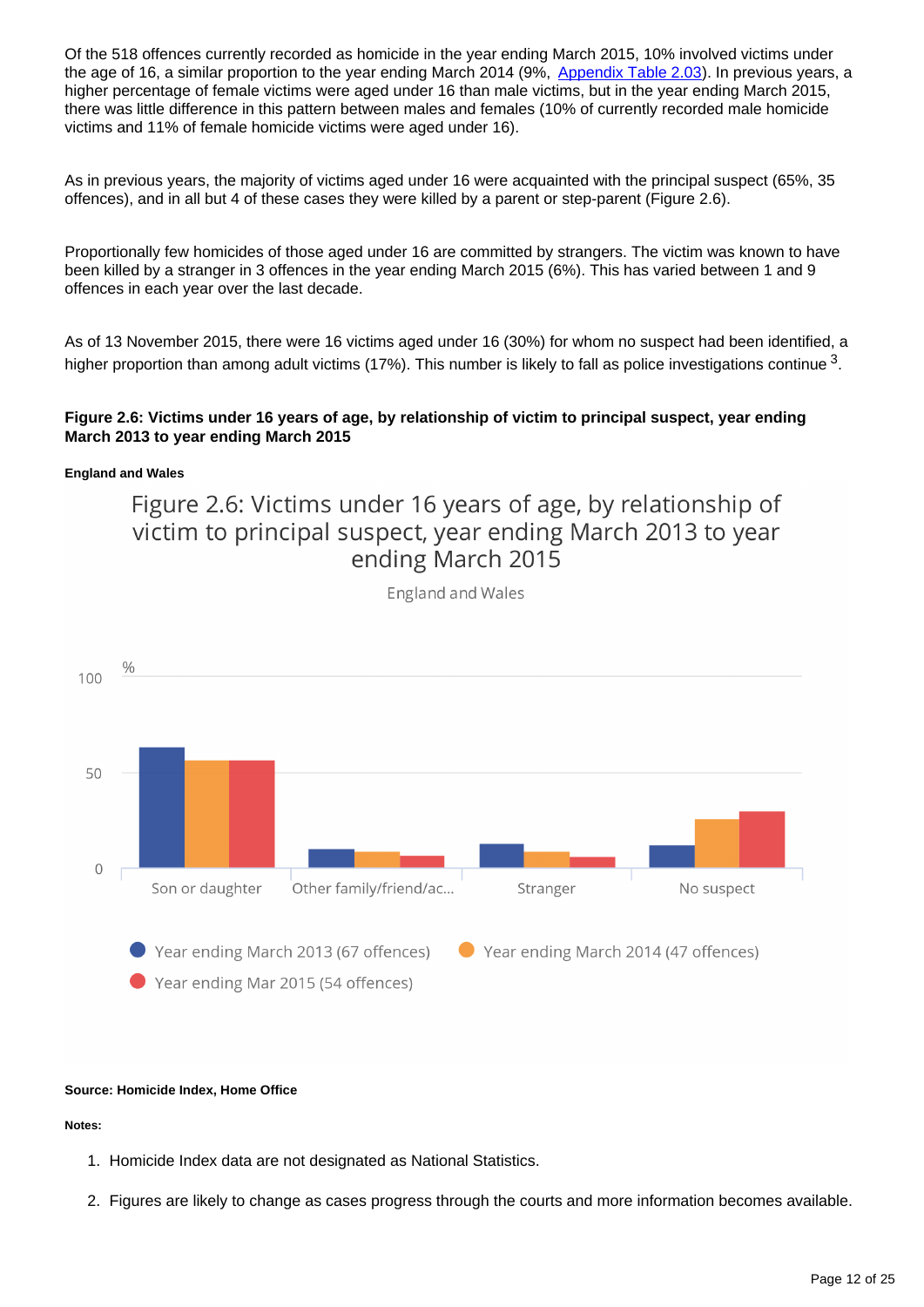Of the 518 offences currently recorded as homicide in the year ending March 2015, 10% involved victims under the age of 16, a similar proportion to the year ending March 2014 (9%, Appendix Table 2.03). In previous years, a higher percentage of female victims were aged under 16 than male victims, but in the year ending March 2015, there was little difference in this pattern between males and females (10% of currently recorded male homicide victims and 11% of female homicide victims were aged under 16).

As in previous years, the majority of victims aged under 16 were acquainted with the principal suspect (65%, 35 offences), and in all but 4 of these cases they were killed by a parent or step-parent (Figure 2.6).

Proportionally few homicides of those aged under 16 are committed by strangers. The victim was known to have been killed by a stranger in 3 offences in the year ending March 2015 (6%). This has varied between 1 and 9 offences in each year over the last decade.

As of 13 November 2015, there were 16 victims aged under 16 (30%) for whom no suspect had been identified, a higher proportion than among adult victims (17%). This number is likely to fall as police investigations continue [3].

**Figure 2.6: Victims under 16 years of age, by relationship of victim to principal suspect, year ending March 2013 to year ending March 2015**

**England and Wales**

Figure 2.6: Victims under 16 years of age, by relationship of victim to principal suspect, year ending March 2013 to year ending March 2015

England and Wales

%

Categories: Son or daughter; Other family/friend/ac...; Stranger; No suspect

Legend: Year ending March 2013 (67 offences); Year ending March 2014 (47 offences); Year ending Mar 2015 (54 offences)

**Source: Homicide Index, Home Office**

**Notes:**

1. Homicide Index data are not designated as National Statistics.
2. Figures are likely to change as cases progress through the courts and more information becomes available.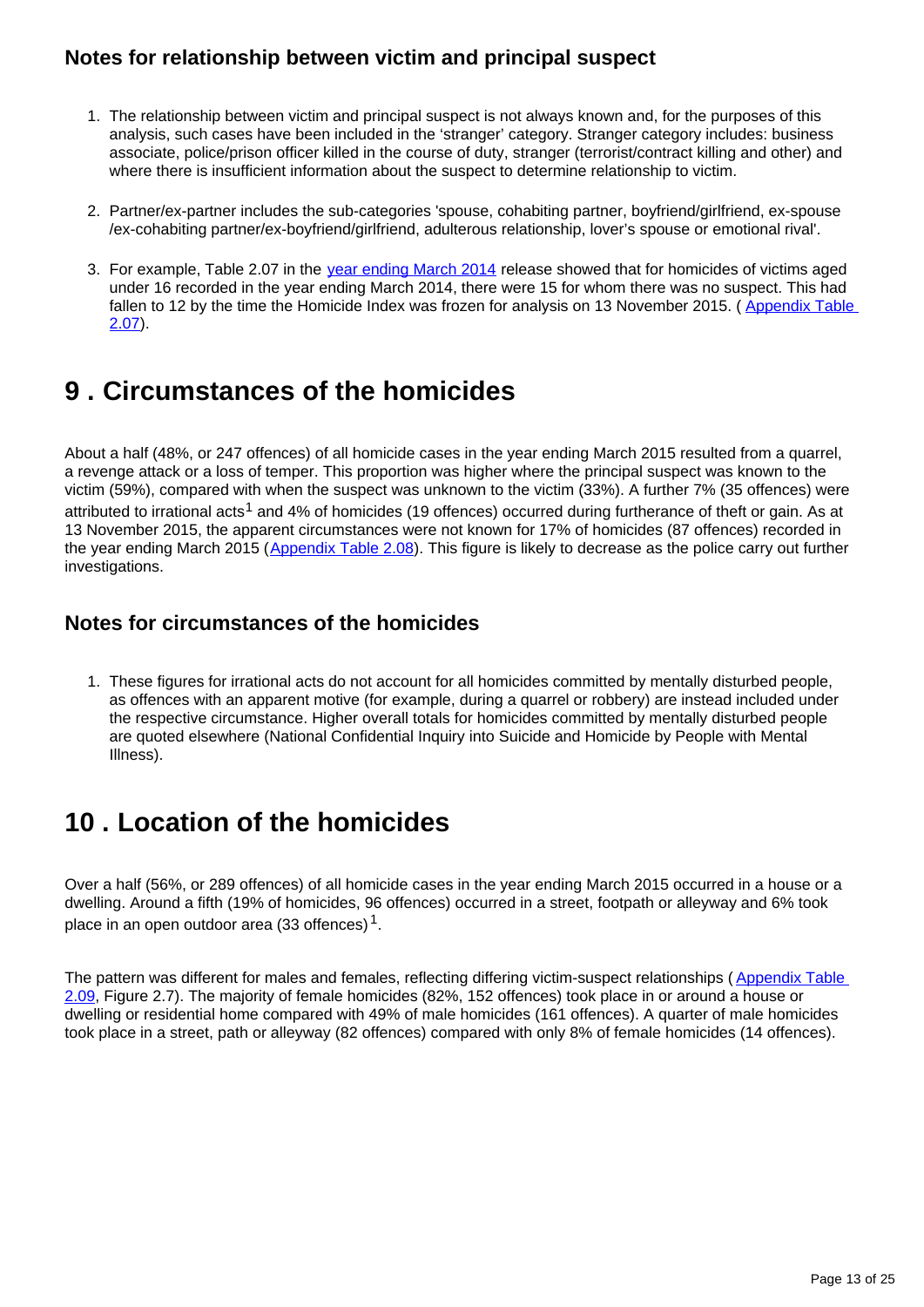### Notes for relationship between victim and principal suspect

1. The relationship between victim and principal suspect is not always known and, for the purposes of this analysis, such cases have been included in the 'stranger' category. Stranger category includes: business associate, police/prison officer killed in the course of duty, stranger (terrorist/contract killing and other) and where there is insufficient information about the suspect to determine relationship to victim.

2. Partner/ex-partner includes the sub-categories 'spouse, cohabiting partner, boyfriend/girlfriend, ex-spouse /ex-cohabiting partner/ex-boyfriend/girlfriend, adulterous relationship, lover's spouse or emotional rival'.

3. For example, Table 2.07 in the [year ending March 2014]() release showed that for homicides of victims aged under 16 recorded in the year ending March 2014, there were 15 for whom there was no suspect. This had fallen to 12 by the time the Homicide Index was frozen for analysis on 13 November 2015. ( [Appendix Table 2.07]()).

## 9 . Circumstances of the homicides

About a half (48%, or 247 offences) of all homicide cases in the year ending March 2015 resulted from a quarrel, a revenge attack or a loss of temper. This proportion was higher where the principal suspect was known to the victim (59%), compared with when the suspect was unknown to the victim (33%). A further 7% (35 offences) were attributed to irrational acts[1] and 4% of homicides (19 offences) occurred during furtherance of theft or gain. As at 13 November 2015, the apparent circumstances were not known for 17% of homicides (87 offences) recorded in the year ending March 2015 ([Appendix Table 2.08]()). This figure is likely to decrease as the police carry out further investigations.

### Notes for circumstances of the homicides

1. These figures for irrational acts do not account for all homicides committed by mentally disturbed people, as offences with an apparent motive (for example, during a quarrel or robbery) are instead included under the respective circumstance. Higher overall totals for homicides committed by mentally disturbed people are quoted elsewhere (National Confidential Inquiry into Suicide and Homicide by People with Mental Illness).

## 10 . Location of the homicides

Over a half (56%, or 289 offences) of all homicide cases in the year ending March 2015 occurred in a house or a dwelling. Around a fifth (19% of homicides, 96 offences) occurred in a street, footpath or alleyway and 6% took place in an open outdoor area (33 offences)[1].

The pattern was different for males and females, reflecting differing victim-suspect relationships ( [Appendix Table 2.09](), Figure 2.7). The majority of female homicides (82%, 152 offences) took place in or around a house or dwelling or residential home compared with 49% of male homicides (161 offences). A quarter of male homicides took place in a street, path or alleyway (82 offences) compared with only 8% of female homicides (14 offences).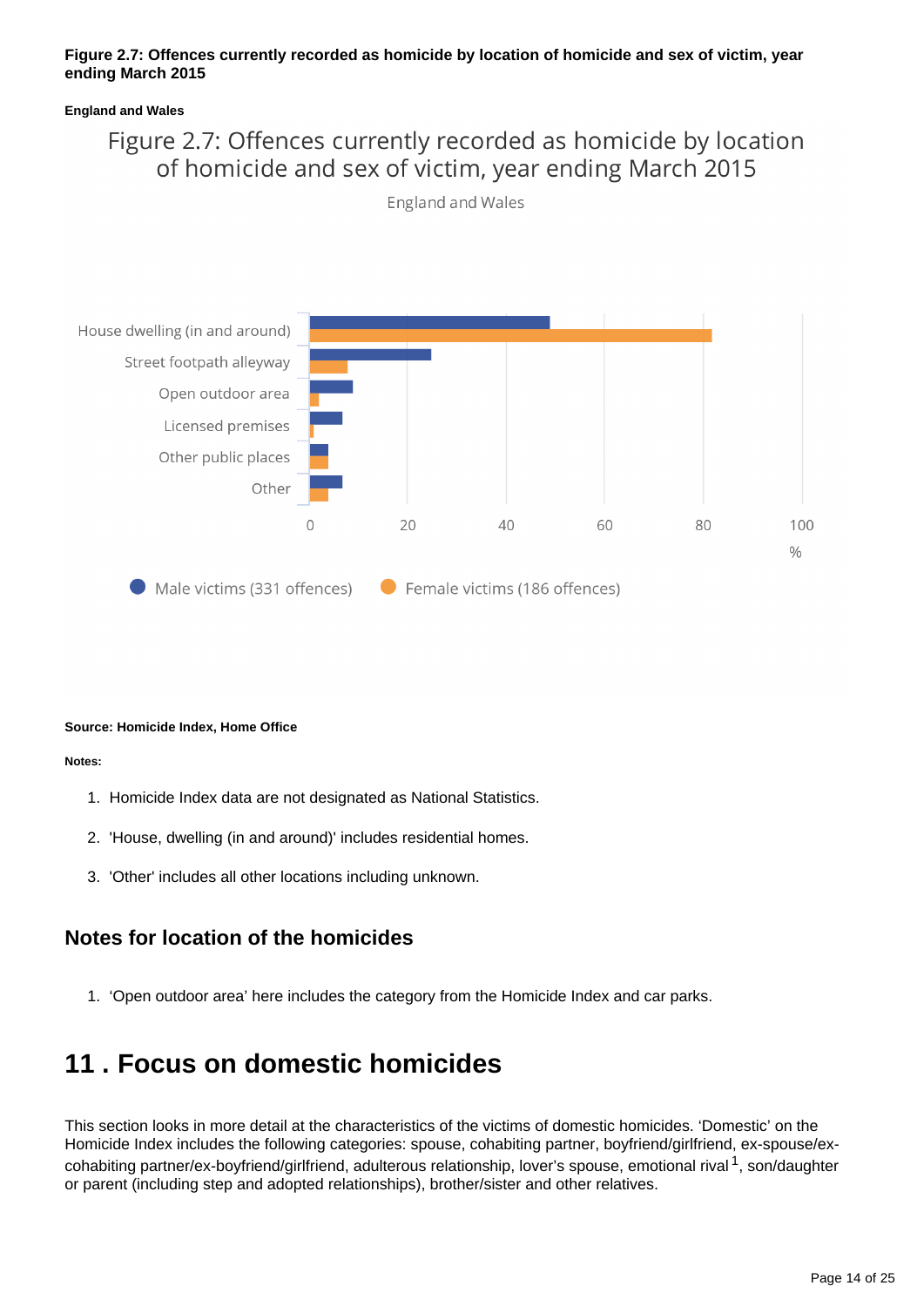**Figure 2.7: Offences currently recorded as homicide by location of homicide and sex of victim, year ending March 2015**

**England and Wales**

Figure 2.7: Offences currently recorded as homicide by location of homicide and sex of victim, year ending March 2015

England and Wales

| Location | Male victims (331 offences) | Female victims (186 offences) |
|---|---|---|
| House dwelling (in and around) | 49 | 82 |
| Street footpath alleyway | 25 | 8 |
| Open outdoor area | 9 | 2 |
| Licensed premises | 7 | 1 |
| Other public places | 4 | 4 |
| Other | 7 | 4 |

%

**Source: Homicide Index, Home Office**

**Notes:**

1. Homicide Index data are not designated as National Statistics.
2. 'House, dwelling (in and around)' includes residential homes.
3. 'Other' includes all other locations including unknown.

### Notes for location of the homicides

1. 'Open outdoor area' here includes the category from the Homicide Index and car parks.

## 11 . Focus on domestic homicides

This section looks in more detail at the characteristics of the victims of domestic homicides. 'Domestic' on the Homicide Index includes the following categories: spouse, cohabiting partner, boyfriend/girlfriend, ex-spouse/ex-cohabiting partner/ex-boyfriend/girlfriend, adulterous relationship, lover's spouse, emotional rival [1], son/daughter or parent (including step and adopted relationships), brother/sister and other relatives.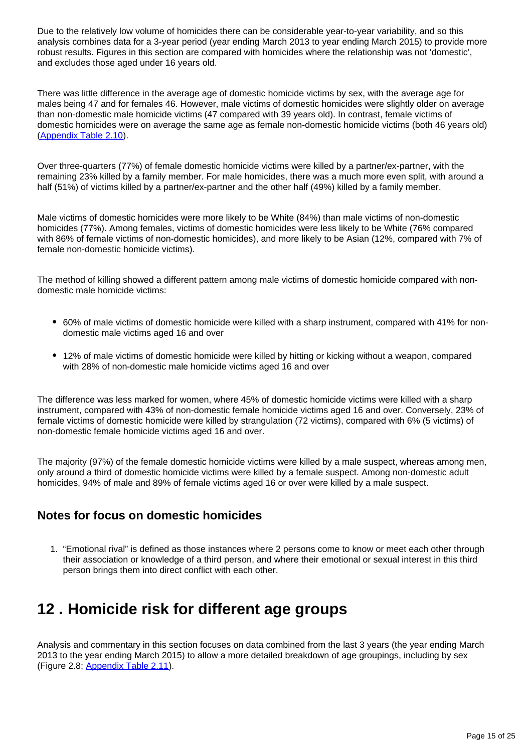Due to the relatively low volume of homicides there can be considerable year-to-year variability, and so this analysis combines data for a 3-year period (year ending March 2013 to year ending March 2015) to provide more robust results. Figures in this section are compared with homicides where the relationship was not 'domestic', and excludes those aged under 16 years old.

There was little difference in the average age of domestic homicide victims by sex, with the average age for males being 47 and for females 46. However, male victims of domestic homicides were slightly older on average than non-domestic male homicide victims (47 compared with 39 years old). In contrast, female victims of domestic homicides were on average the same age as female non-domestic homicide victims (both 46 years old) (Appendix Table 2.10).

Over three-quarters (77%) of female domestic homicide victims were killed by a partner/ex-partner, with the remaining 23% killed by a family member. For male homicides, there was a much more even split, with around a half (51%) of victims killed by a partner/ex-partner and the other half (49%) killed by a family member.

Male victims of domestic homicides were more likely to be White (84%) than male victims of non-domestic homicides (77%). Among females, victims of domestic homicides were less likely to be White (76% compared with 86% of female victims of non-domestic homicides), and more likely to be Asian (12%, compared with 7% of female non-domestic homicide victims).

The method of killing showed a different pattern among male victims of domestic homicide compared with non-domestic male homicide victims:

- 60% of male victims of domestic homicide were killed with a sharp instrument, compared with 41% for non-domestic male victims aged 16 and over
- 12% of male victims of domestic homicide were killed by hitting or kicking without a weapon, compared with 28% of non-domestic male homicide victims aged 16 and over

The difference was less marked for women, where 45% of domestic homicide victims were killed with a sharp instrument, compared with 43% of non-domestic female homicide victims aged 16 and over. Conversely, 23% of female victims of domestic homicide were killed by strangulation (72 victims), compared with 6% (5 victims) of non-domestic female homicide victims aged 16 and over.

The majority (97%) of the female domestic homicide victims were killed by a male suspect, whereas among men, only around a third of domestic homicide victims were killed by a female suspect. Among non-domestic adult homicides, 94% of male and 89% of female victims aged 16 or over were killed by a male suspect.

### Notes for focus on domestic homicides

1. "Emotional rival" is defined as those instances where 2 persons come to know or meet each other through their association or knowledge of a third person, and where their emotional or sexual interest in this third person brings them into direct conflict with each other.

## 12 . Homicide risk for different age groups

Analysis and commentary in this section focuses on data combined from the last 3 years (the year ending March 2013 to the year ending March 2015) to allow a more detailed breakdown of age groupings, including by sex (Figure 2.8; Appendix Table 2.11).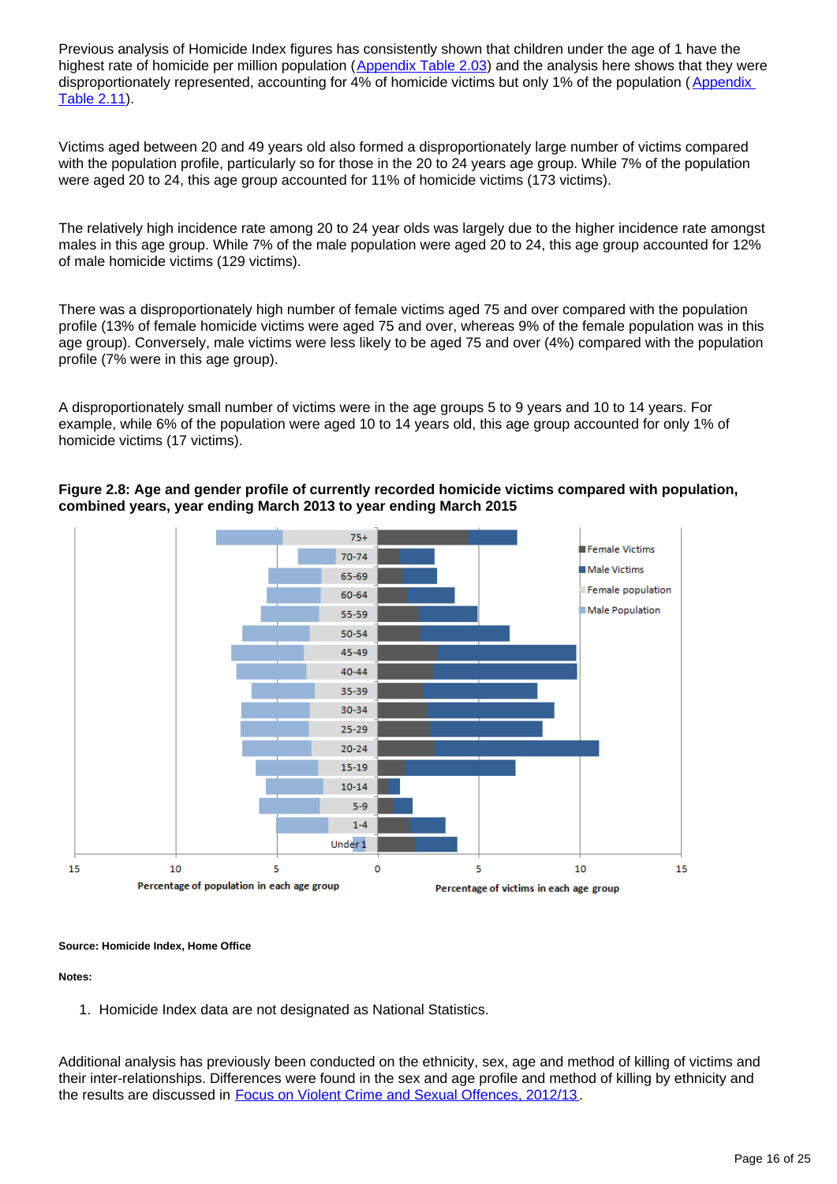Previous analysis of Homicide Index figures has consistently shown that children under the age of 1 have the highest rate of homicide per million population ([Appendix Table 2.03]) and the analysis here shows that they were disproportionately represented, accounting for 4% of homicide victims but only 1% of the population ([Appendix Table 2.11]).

Victims aged between 20 and 49 years old also formed a disproportionately large number of victims compared with the population profile, particularly so for those in the 20 to 24 years age group. While 7% of the population were aged 20 to 24, this age group accounted for 11% of homicide victims (173 victims).

The relatively high incidence rate among 20 to 24 year olds was largely due to the higher incidence rate amongst males in this age group. While 7% of the male population were aged 20 to 24, this age group accounted for 12% of male homicide victims (129 victims).

There was a disproportionately high number of female victims aged 75 and over compared with the population profile (13% of female homicide victims were aged 75 and over, whereas 9% of the female population was in this age group). Conversely, male victims were less likely to be aged 75 and over (4%) compared with the population profile (7% were in this age group).

A disproportionately small number of victims were in the age groups 5 to 9 years and 10 to 14 years. For example, while 6% of the population were aged 10 to 14 years old, this age group accounted for only 1% of homicide victims (17 victims).

**Figure 2.8: Age and gender profile of currently recorded homicide victims compared with population, combined years, year ending March 2013 to year ending March 2015**

**Source: Homicide Index, Home Office**

**Notes:**

1. Homicide Index data are not designated as National Statistics.

Additional analysis has previously been conducted on the ethnicity, sex, age and method of killing of victims and their inter-relationships. Differences were found in the sex and age profile and method of killing by ethnicity and the results are discussed in [Focus on Violent Crime and Sexual Offences, 2012/13].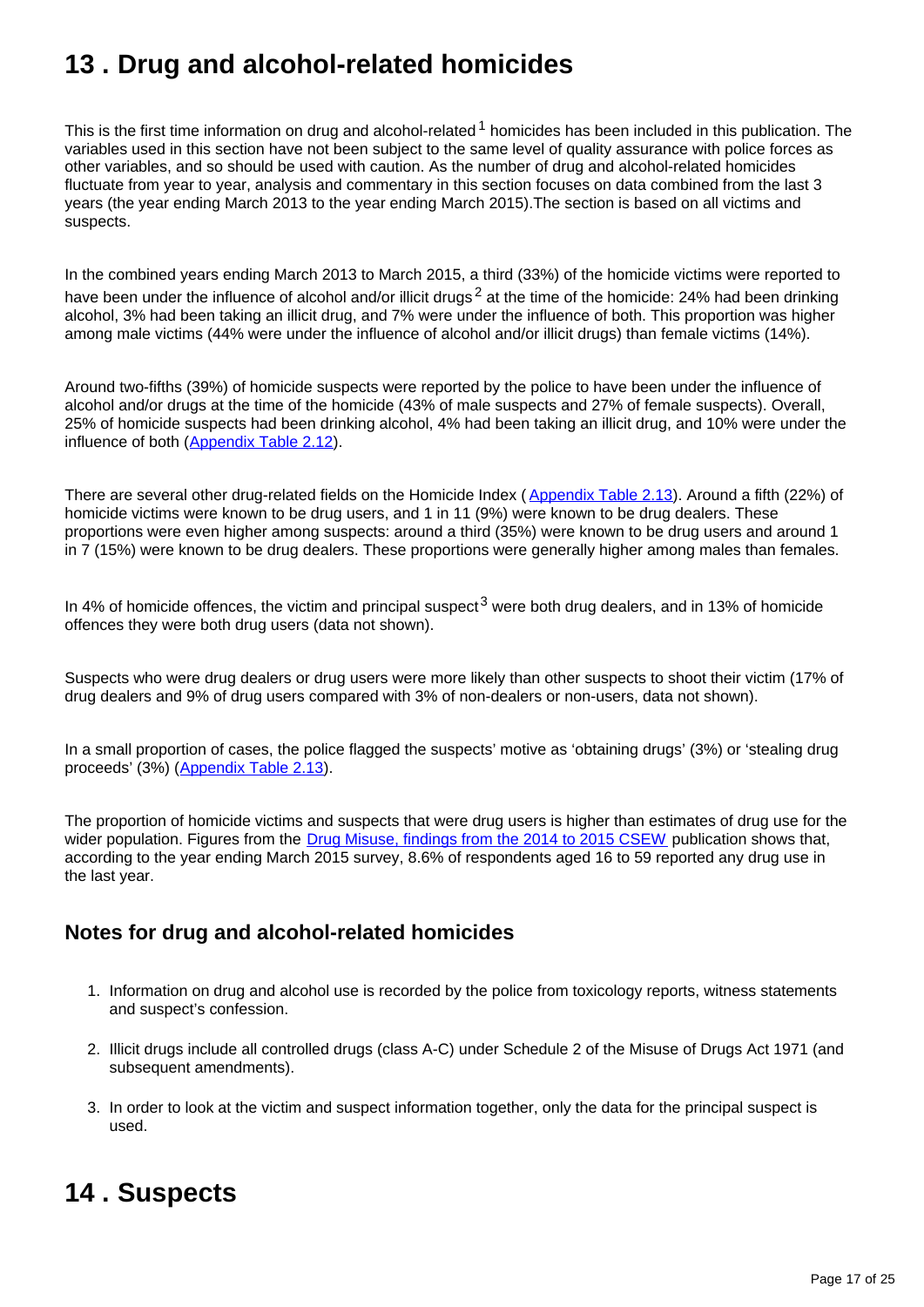# 13 . Drug and alcohol-related homicides

This is the first time information on drug and alcohol-related[1] homicides has been included in this publication. The variables used in this section have not been subject to the same level of quality assurance with police forces as other variables, and so should be used with caution. As the number of drug and alcohol-related homicides fluctuate from year to year, analysis and commentary in this section focuses on data combined from the last 3 years (the year ending March 2013 to the year ending March 2015).The section is based on all victims and suspects.

In the combined years ending March 2013 to March 2015, a third (33%) of the homicide victims were reported to have been under the influence of alcohol and/or illicit drugs[2] at the time of the homicide: 24% had been drinking alcohol, 3% had been taking an illicit drug, and 7% were under the influence of both. This proportion was higher among male victims (44% were under the influence of alcohol and/or illicit drugs) than female victims (14%).

Around two-fifths (39%) of homicide suspects were reported by the police to have been under the influence of alcohol and/or drugs at the time of the homicide (43% of male suspects and 27% of female suspects). Overall, 25% of homicide suspects had been drinking alcohol, 4% had been taking an illicit drug, and 10% were under the influence of both (Appendix Table 2.12).

There are several other drug-related fields on the Homicide Index ( Appendix Table 2.13). Around a fifth (22%) of homicide victims were known to be drug users, and 1 in 11 (9%) were known to be drug dealers. These proportions were even higher among suspects: around a third (35%) were known to be drug users and around 1 in 7 (15%) were known to be drug dealers. These proportions were generally higher among males than females.

In 4% of homicide offences, the victim and principal suspect[3] were both drug dealers, and in 13% of homicide offences they were both drug users (data not shown).

Suspects who were drug dealers or drug users were more likely than other suspects to shoot their victim (17% of drug dealers and 9% of drug users compared with 3% of non-dealers or non-users, data not shown).

In a small proportion of cases, the police flagged the suspects' motive as 'obtaining drugs' (3%) or 'stealing drug proceeds' (3%) (Appendix Table 2.13).

The proportion of homicide victims and suspects that were drug users is higher than estimates of drug use for the wider population. Figures from the Drug Misuse, findings from the 2014 to 2015 CSEW publication shows that, according to the year ending March 2015 survey, 8.6% of respondents aged 16 to 59 reported any drug use in the last year.

## Notes for drug and alcohol-related homicides

1. Information on drug and alcohol use is recorded by the police from toxicology reports, witness statements and suspect's confession.
2. Illicit drugs include all controlled drugs (class A-C) under Schedule 2 of the Misuse of Drugs Act 1971 (and subsequent amendments).
3. In order to look at the victim and suspect information together, only the data for the principal suspect is used.

# 14 . Suspects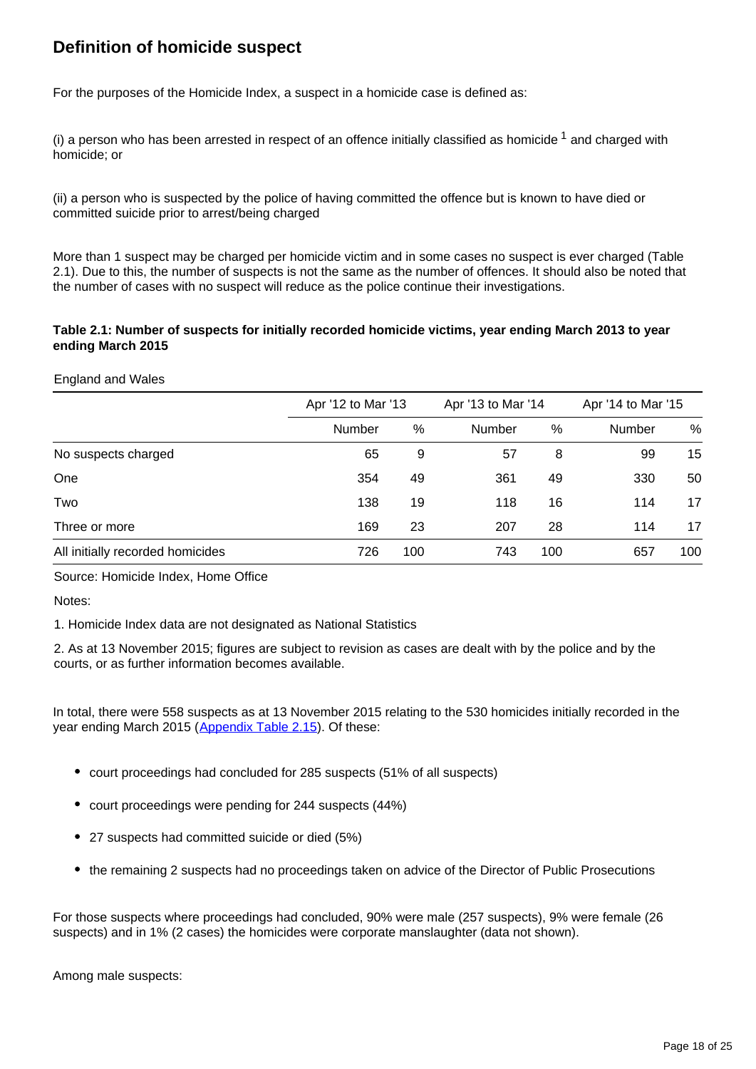## Definition of homicide suspect

For the purposes of the Homicide Index, a suspect in a homicide case is defined as:

(i) a person who has been arrested in respect of an offence initially classified as homicide [1] and charged with homicide; or

(ii) a person who is suspected by the police of having committed the offence but is known to have died or committed suicide prior to arrest/being charged

More than 1 suspect may be charged per homicide victim and in some cases no suspect is ever charged (Table 2.1). Due to this, the number of suspects is not the same as the number of offences. It should also be noted that the number of cases with no suspect will reduce as the police continue their investigations.

**Table 2.1: Number of suspects for initially recorded homicide victims, year ending March 2013 to year ending March 2015**

England and Wales

| | Apr '12 to Mar '13 | | Apr '13 to Mar '14 | | Apr '14 to Mar '15 | |
|---|---|---|---|---|---|---|
| | Number | % | Number | % | Number | % |
| No suspects charged | 65 | 9 | 57 | 8 | 99 | 15 |
| One | 354 | 49 | 361 | 49 | 330 | 50 |
| Two | 138 | 19 | 118 | 16 | 114 | 17 |
| Three or more | 169 | 23 | 207 | 28 | 114 | 17 |
| All initially recorded homicides | 726 | 100 | 743 | 100 | 657 | 100 |

Source: Homicide Index, Home Office

Notes:

1. Homicide Index data are not designated as National Statistics

2. As at 13 November 2015; figures are subject to revision as cases are dealt with by the police and by the courts, or as further information becomes available.

In total, there were 558 suspects as at 13 November 2015 relating to the 530 homicides initially recorded in the year ending March 2015 (Appendix Table 2.15). Of these:

- court proceedings had concluded for 285 suspects (51% of all suspects)
- court proceedings were pending for 244 suspects (44%)
- 27 suspects had committed suicide or died (5%)
- the remaining 2 suspects had no proceedings taken on advice of the Director of Public Prosecutions

For those suspects where proceedings had concluded, 90% were male (257 suspects), 9% were female (26 suspects) and in 1% (2 cases) the homicides were corporate manslaughter (data not shown).

Among male suspects: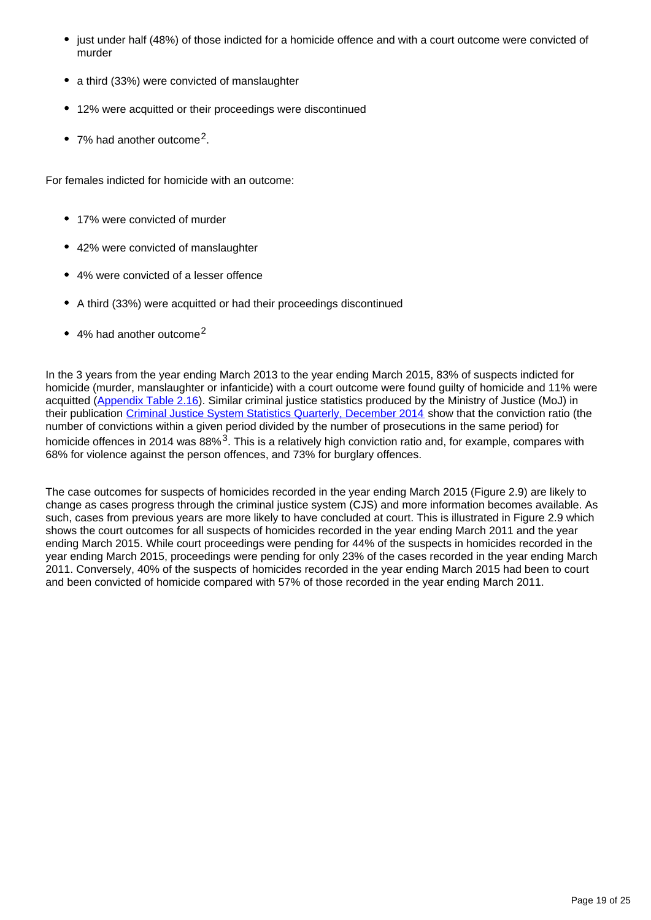- just under half (48%) of those indicted for a homicide offence and with a court outcome were convicted of murder
- a third (33%) were convicted of manslaughter
- 12% were acquitted or their proceedings were discontinued
- 7% had another outcome[2].

For females indicted for homicide with an outcome:

- 17% were convicted of murder
- 42% were convicted of manslaughter
- 4% were convicted of a lesser offence
- A third (33%) were acquitted or had their proceedings discontinued
- 4% had another outcome[2]

In the 3 years from the year ending March 2013 to the year ending March 2015, 83% of suspects indicted for homicide (murder, manslaughter or infanticide) with a court outcome were found guilty of homicide and 11% were acquitted (Appendix Table 2.16). Similar criminal justice statistics produced by the Ministry of Justice (MoJ) in their publication Criminal Justice System Statistics Quarterly, December 2014 show that the conviction ratio (the number of convictions within a given period divided by the number of prosecutions in the same period) for homicide offences in 2014 was 88%[3]. This is a relatively high conviction ratio and, for example, compares with 68% for violence against the person offences, and 73% for burglary offences.

The case outcomes for suspects of homicides recorded in the year ending March 2015 (Figure 2.9) are likely to change as cases progress through the criminal justice system (CJS) and more information becomes available. As such, cases from previous years are more likely to have concluded at court. This is illustrated in Figure 2.9 which shows the court outcomes for all suspects of homicides recorded in the year ending March 2011 and the year ending March 2015. While court proceedings were pending for 44% of the suspects in homicides recorded in the year ending March 2015, proceedings were pending for only 23% of the cases recorded in the year ending March 2011. Conversely, 40% of the suspects of homicides recorded in the year ending March 2015 had been to court and been convicted of homicide compared with 57% of those recorded in the year ending March 2011.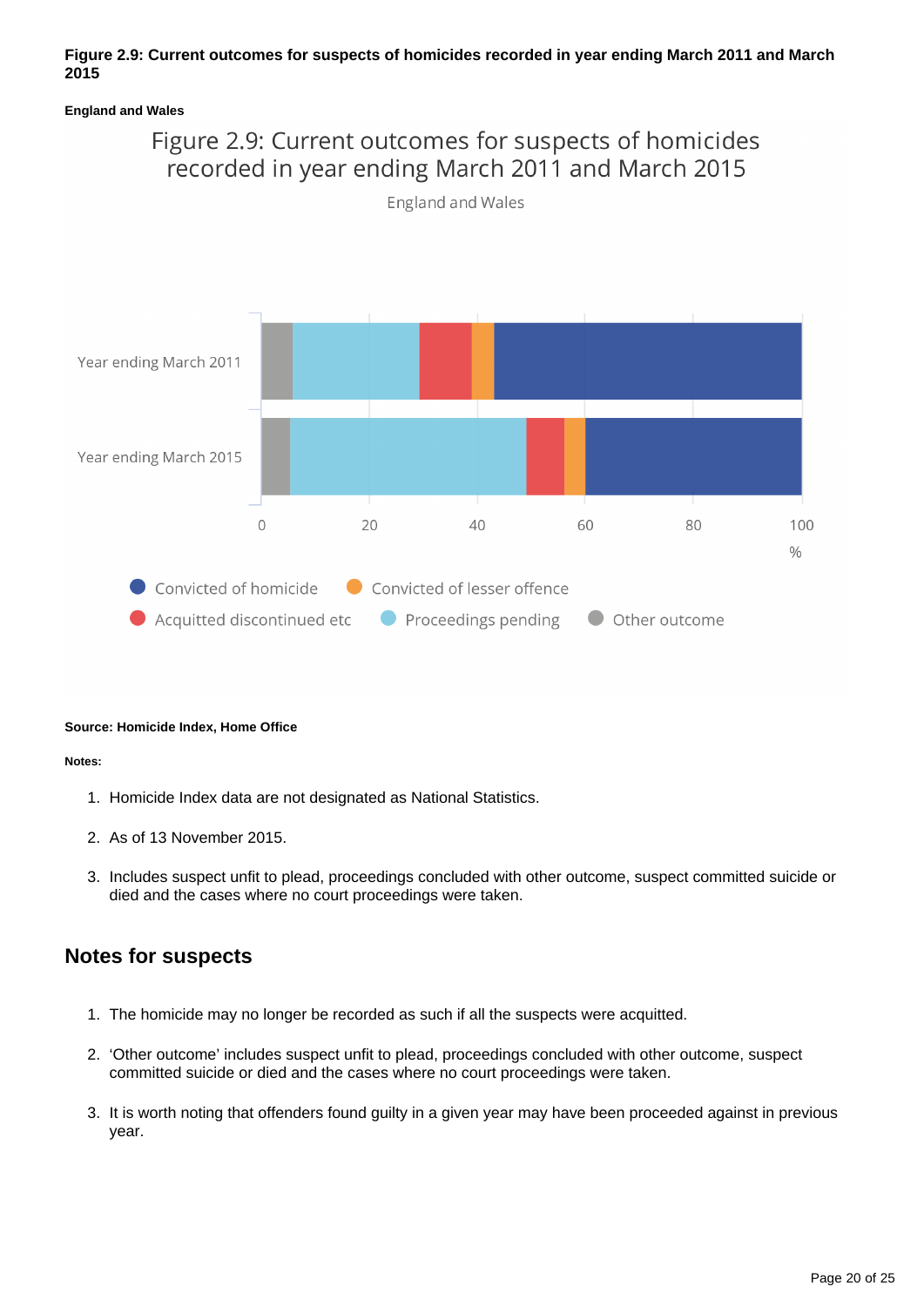**Figure 2.9: Current outcomes for suspects of homicides recorded in year ending March 2011 and March 2015**

**England and Wales**

Figure 2.9: Current outcomes for suspects of homicides recorded in year ending March 2011 and March 2015

England and Wales

**Source: Homicide Index, Home Office**

**Notes:**

1. Homicide Index data are not designated as National Statistics.
2. As of 13 November 2015.
3. Includes suspect unfit to plead, proceedings concluded with other outcome, suspect committed suicide or died and the cases where no court proceedings were taken.

## Notes for suspects

1. The homicide may no longer be recorded as such if all the suspects were acquitted.
2. 'Other outcome' includes suspect unfit to plead, proceedings concluded with other outcome, suspect committed suicide or died and the cases where no court proceedings were taken.
3. It is worth noting that offenders found guilty in a given year may have been proceeded against in previous year.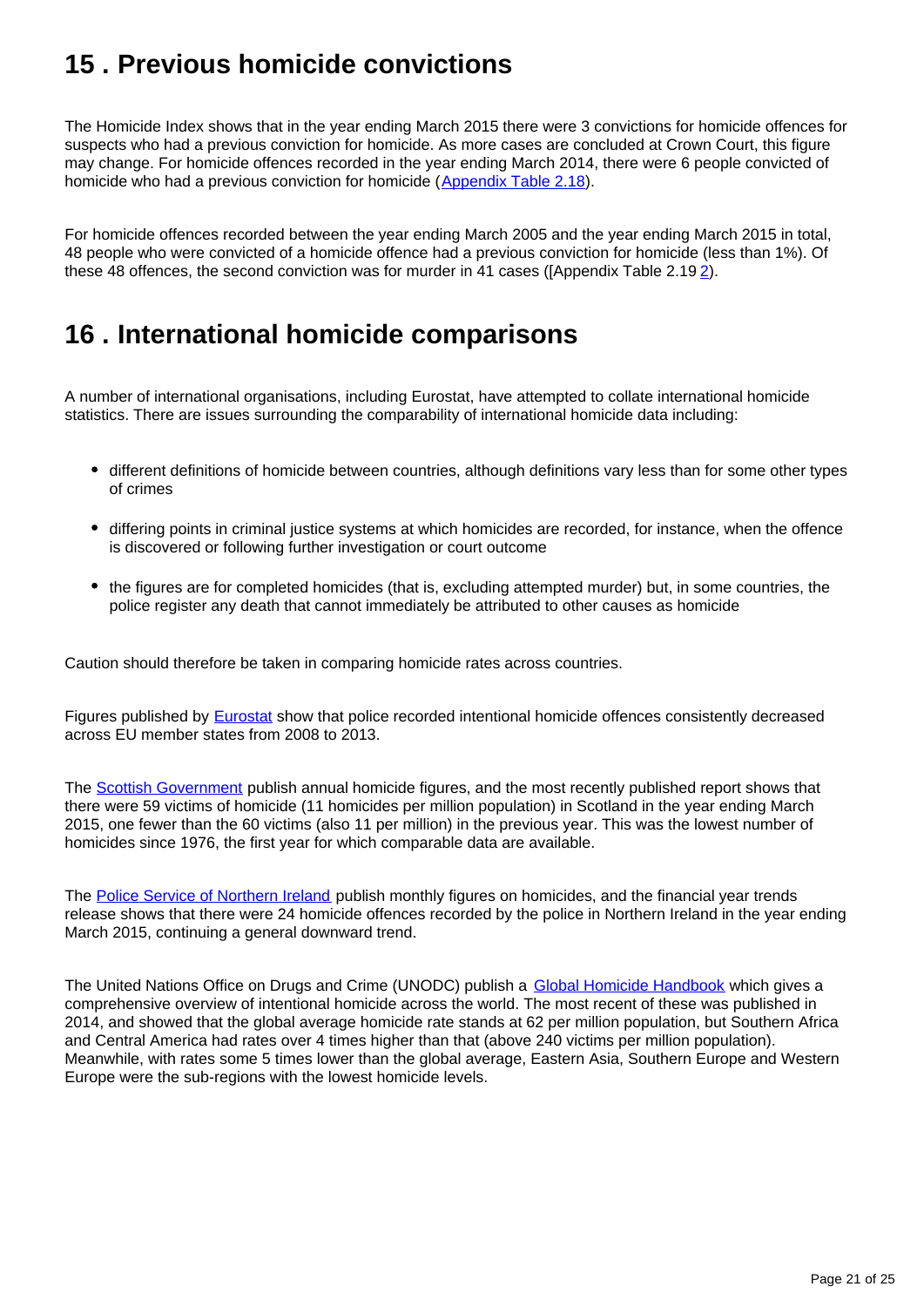## 15 . Previous homicide convictions

The Homicide Index shows that in the year ending March 2015 there were 3 convictions for homicide offences for suspects who had a previous conviction for homicide. As more cases are concluded at Crown Court, this figure may change. For homicide offences recorded in the year ending March 2014, there were 6 people convicted of homicide who had a previous conviction for homicide (Appendix Table 2.18).

For homicide offences recorded between the year ending March 2005 and the year ending March 2015 in total, 48 people who were convicted of a homicide offence had a previous conviction for homicide (less than 1%). Of these 48 offences, the second conviction was for murder in 41 cases ([Appendix Table 2.19 2).

## 16 . International homicide comparisons

A number of international organisations, including Eurostat, have attempted to collate international homicide statistics. There are issues surrounding the comparability of international homicide data including:

- different definitions of homicide between countries, although definitions vary less than for some other types of crimes
- differing points in criminal justice systems at which homicides are recorded, for instance, when the offence is discovered or following further investigation or court outcome
- the figures are for completed homicides (that is, excluding attempted murder) but, in some countries, the police register any death that cannot immediately be attributed to other causes as homicide

Caution should therefore be taken in comparing homicide rates across countries.

Figures published by Eurostat show that police recorded intentional homicide offences consistently decreased across EU member states from 2008 to 2013.

The Scottish Government publish annual homicide figures, and the most recently published report shows that there were 59 victims of homicide (11 homicides per million population) in Scotland in the year ending March 2015, one fewer than the 60 victims (also 11 per million) in the previous year. This was the lowest number of homicides since 1976, the first year for which comparable data are available.

The Police Service of Northern Ireland publish monthly figures on homicides, and the financial year trends release shows that there were 24 homicide offences recorded by the police in Northern Ireland in the year ending March 2015, continuing a general downward trend.

The United Nations Office on Drugs and Crime (UNODC) publish a Global Homicide Handbook which gives a comprehensive overview of intentional homicide across the world. The most recent of these was published in 2014, and showed that the global average homicide rate stands at 62 per million population, but Southern Africa and Central America had rates over 4 times higher than that (above 240 victims per million population). Meanwhile, with rates some 5 times lower than the global average, Eastern Asia, Southern Europe and Western Europe were the sub-regions with the lowest homicide levels.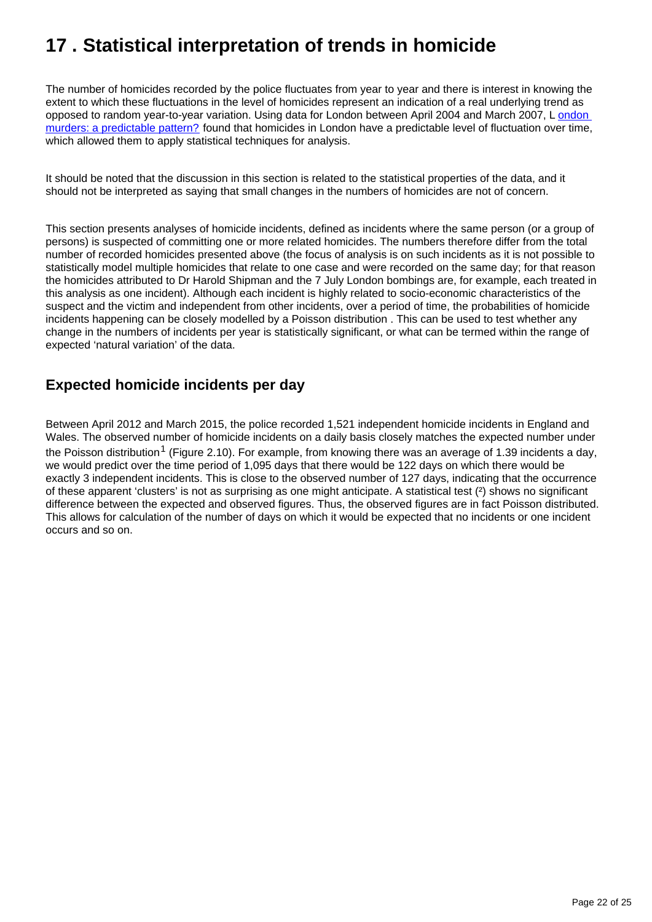# 17 . Statistical interpretation of trends in homicide

The number of homicides recorded by the police fluctuates from year to year and there is interest in knowing the extent to which these fluctuations in the level of homicides represent an indication of a real underlying trend as opposed to random year-to-year variation. Using data for London between April 2004 and March 2007, L ondon murders: a predictable pattern? found that homicides in London have a predictable level of fluctuation over time, which allowed them to apply statistical techniques for analysis.

It should be noted that the discussion in this section is related to the statistical properties of the data, and it should not be interpreted as saying that small changes in the numbers of homicides are not of concern.

This section presents analyses of homicide incidents, defined as incidents where the same person (or a group of persons) is suspected of committing one or more related homicides. The numbers therefore differ from the total number of recorded homicides presented above (the focus of analysis is on such incidents as it is not possible to statistically model multiple homicides that relate to one case and were recorded on the same day; for that reason the homicides attributed to Dr Harold Shipman and the 7 July London bombings are, for example, each treated in this analysis as one incident). Although each incident is highly related to socio-economic characteristics of the suspect and the victim and independent from other incidents, over a period of time, the probabilities of homicide incidents happening can be closely modelled by a Poisson distribution . This can be used to test whether any change in the numbers of incidents per year is statistically significant, or what can be termed within the range of expected 'natural variation' of the data.

## Expected homicide incidents per day

Between April 2012 and March 2015, the police recorded 1,521 independent homicide incidents in England and Wales. The observed number of homicide incidents on a daily basis closely matches the expected number under the Poisson distribution[1] (Figure 2.10). For example, from knowing there was an average of 1.39 incidents a day, we would predict over the time period of 1,095 days that there would be 122 days on which there would be exactly 3 independent incidents. This is close to the observed number of 127 days, indicating that the occurrence of these apparent 'clusters' is not as surprising as one might anticipate. A statistical test [2] shows no significant difference between the expected and observed figures. Thus, the observed figures are in fact Poisson distributed. This allows for calculation of the number of days on which it would be expected that no incidents or one incident occurs and so on.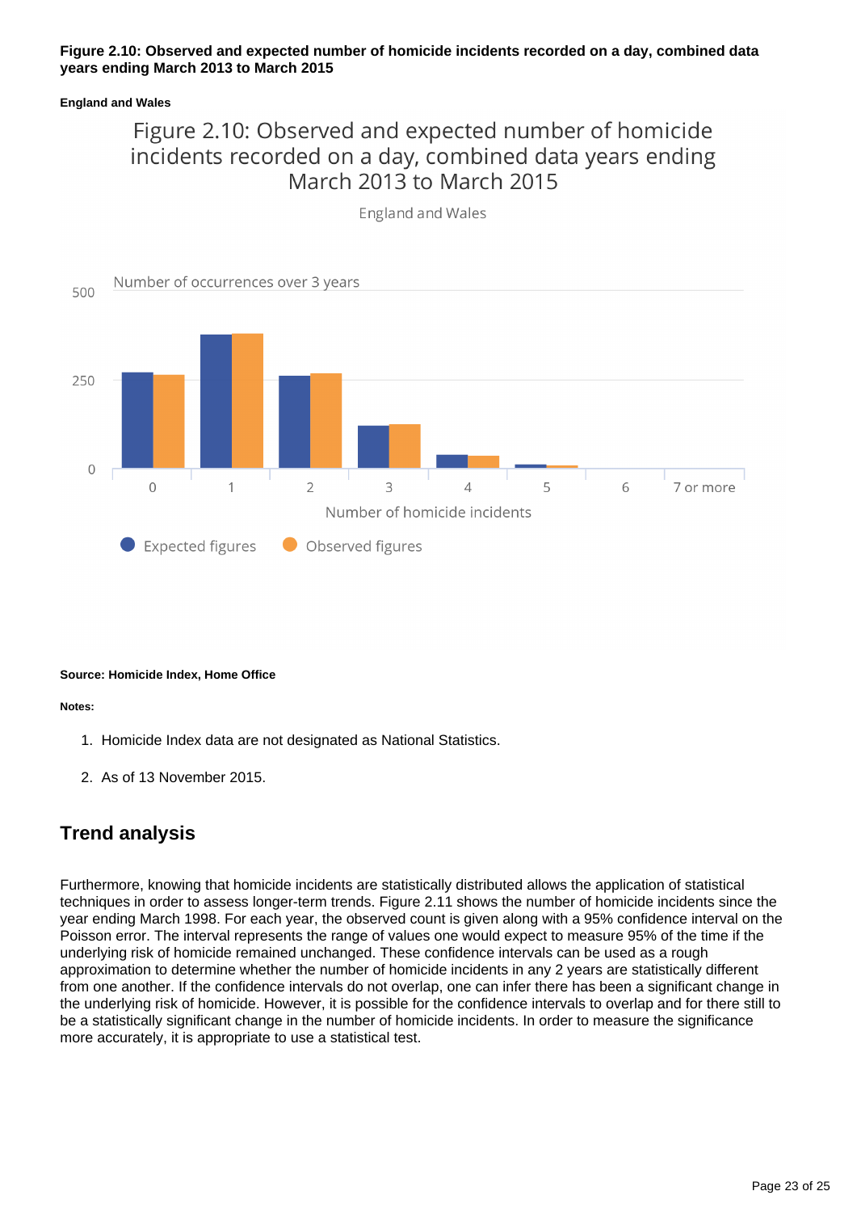**Figure 2.10: Observed and expected number of homicide incidents recorded on a day, combined data years ending March 2013 to March 2015**

**England and Wales**

**Source: Homicide Index, Home Office**

**Notes:**

1. Homicide Index data are not designated as National Statistics.
2. As of 13 November 2015.

## Trend analysis

Furthermore, knowing that homicide incidents are statistically distributed allows the application of statistical techniques in order to assess longer-term trends. Figure 2.11 shows the number of homicide incidents since the year ending March 1998. For each year, the observed count is given along with a 95% confidence interval on the Poisson error. The interval represents the range of values one would expect to measure 95% of the time if the underlying risk of homicide remained unchanged. These confidence intervals can be used as a rough approximation to determine whether the number of homicide incidents in any 2 years are statistically different from one another. If the confidence intervals do not overlap, one can infer there has been a significant change in the underlying risk of homicide. However, it is possible for the confidence intervals to overlap and for there still to be a statistically significant change in the number of homicide incidents. In order to measure the significance more accurately, it is appropriate to use a statistical test.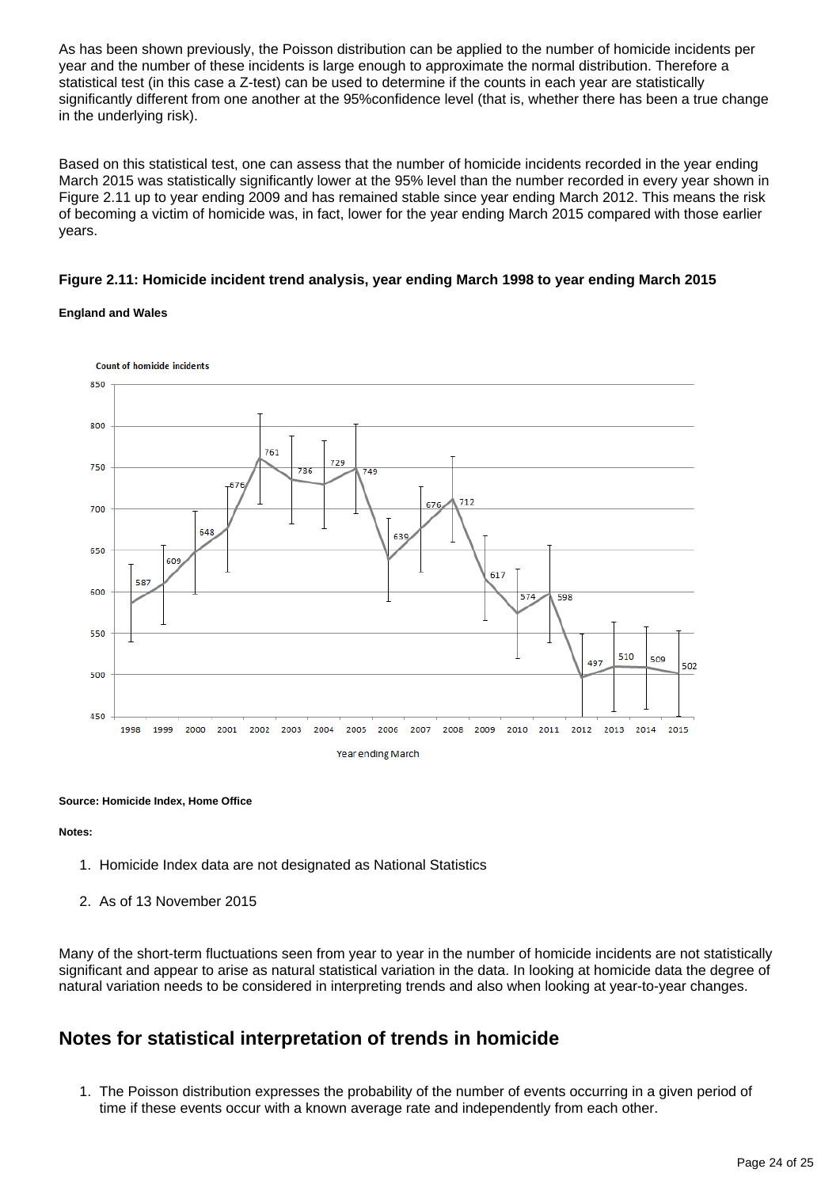As has been shown previously, the Poisson distribution can be applied to the number of homicide incidents per year and the number of these incidents is large enough to approximate the normal distribution. Therefore a statistical test (in this case a Z-test) can be used to determine if the counts in each year are statistically significantly different from one another at the 95%confidence level (that is, whether there has been a true change in the underlying risk).

Based on this statistical test, one can assess that the number of homicide incidents recorded in the year ending March 2015 was statistically significantly lower at the 95% level than the number recorded in every year shown in Figure 2.11 up to year ending 2009 and has remained stable since year ending March 2012. This means the risk of becoming a victim of homicide was, in fact, lower for the year ending March 2015 compared with those earlier years.

**Figure 2.11: Homicide incident trend analysis, year ending March 1998 to year ending March 2015**

**England and Wales**

| Year ending March | Count of homicide incidents |
|---|---|
| 1998 | 587 |
| 1999 | 609 |
| 2000 | 648 |
| 2001 | 676 |
| 2002 | 761 |
| 2003 | 736 |
| 2004 | 729 |
| 2005 | 749 |
| 2006 | 639 |
| 2007 | 676 |
| 2008 | 712 |
| 2009 | 617 |
| 2010 | 574 |
| 2011 | 598 |
| 2012 | 497 |
| 2013 | 510 |
| 2014 | 509 |
| 2015 | 502 |

**Source: Homicide Index, Home Office**

**Notes:**

1. Homicide Index data are not designated as National Statistics
2. As of 13 November 2015

Many of the short-term fluctuations seen from year to year in the number of homicide incidents are not statistically significant and appear to arise as natural statistical variation in the data. In looking at homicide data the degree of natural variation needs to be considered in interpreting trends and also when looking at year-to-year changes.

## Notes for statistical interpretation of trends in homicide

1. The Poisson distribution expresses the probability of the number of events occurring in a given period of time if these events occur with a known average rate and independently from each other.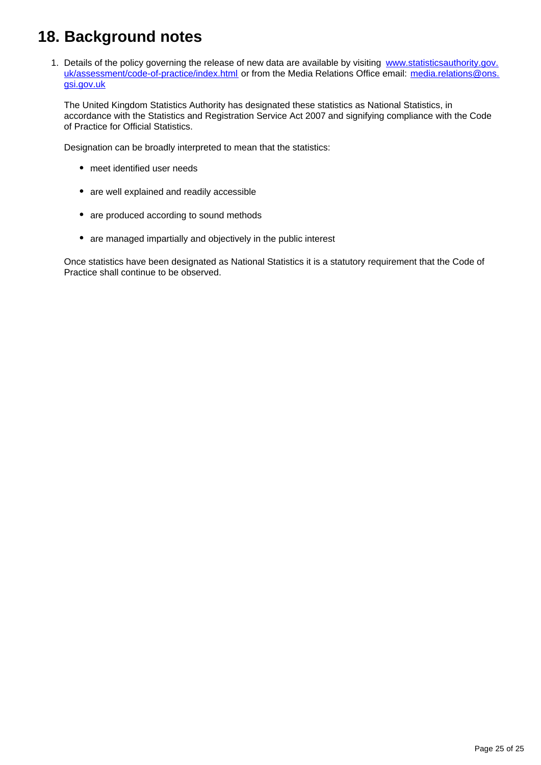## 18. Background notes

1. Details of the policy governing the release of new data are available by visiting www.statisticsauthority.gov.uk/assessment/code-of-practice/index.html or from the Media Relations Office email: media.relations@ons.gsi.gov.uk

   The United Kingdom Statistics Authority has designated these statistics as National Statistics, in accordance with the Statistics and Registration Service Act 2007 and signifying compliance with the Code of Practice for Official Statistics.

   Designation can be broadly interpreted to mean that the statistics:

   - meet identified user needs
   - are well explained and readily accessible
   - are produced according to sound methods
   - are managed impartially and objectively in the public interest

   Once statistics have been designated as National Statistics it is a statutory requirement that the Code of Practice shall continue to be observed.